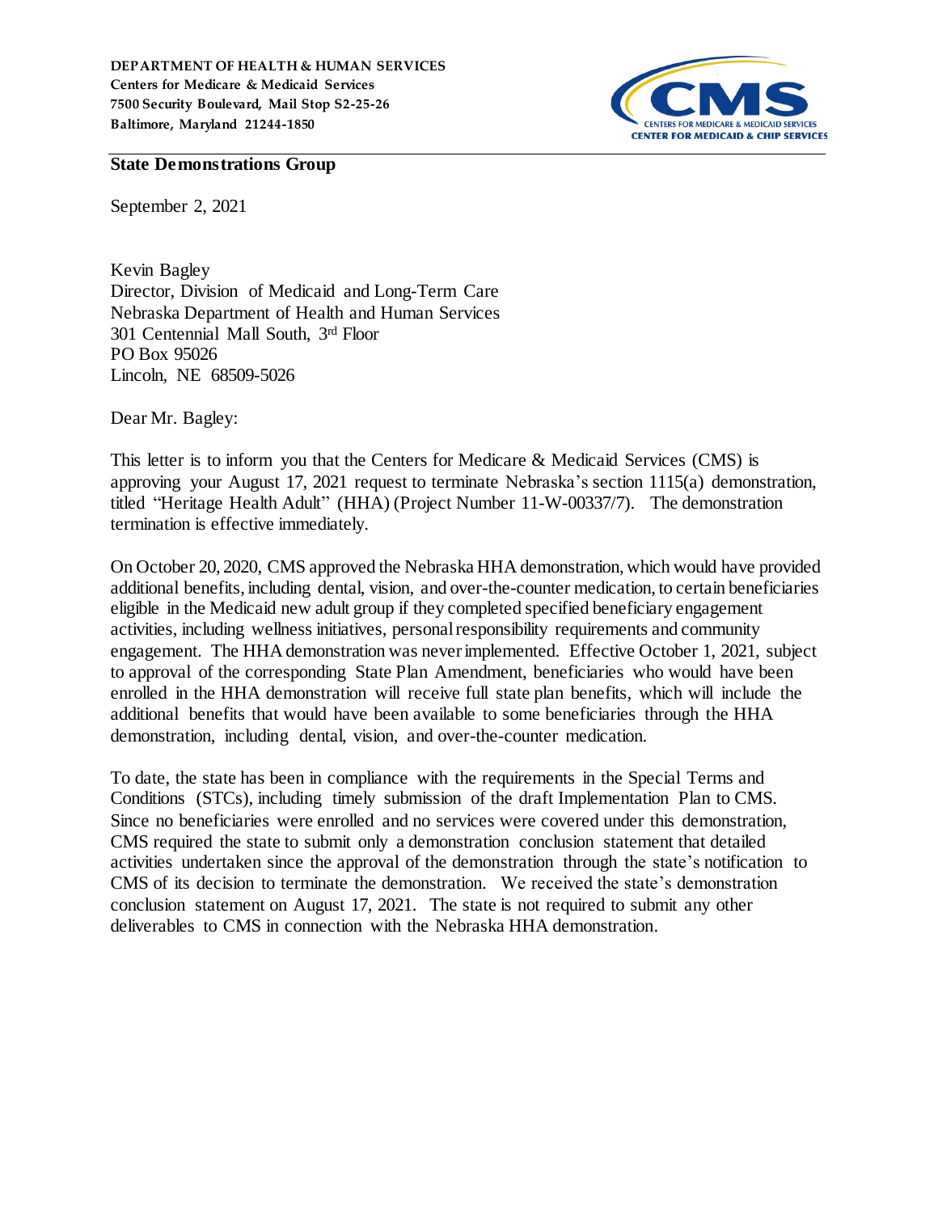**DEPARTMENT OF HEALTH & HUMAN SERVICES**
**Centers for Medicare & Medicaid Services**
**7500 Security Boulevard, Mail Stop S2-25-26**
**Baltimore, Maryland 21244-1850**

CENTERS FOR MEDICARE & MEDICAID SERVICES
CENTER FOR MEDICAID & CHIP SERVICES

**State Demonstrations Group**

September 2, 2021

Kevin Bagley
Director, Division of Medicaid and Long-Term Care
Nebraska Department of Health and Human Services
301 Centennial Mall South, 3rd Floor
PO Box 95026
Lincoln, NE 68509-5026

Dear Mr. Bagley:

This letter is to inform you that the Centers for Medicare & Medicaid Services (CMS) is approving your August 17, 2021 request to terminate Nebraska's section 1115(a) demonstration, titled "Heritage Health Adult" (HHA) (Project Number 11-W-00337/7). The demonstration termination is effective immediately.

On October 20, 2020, CMS approved the Nebraska HHA demonstration, which would have provided additional benefits, including dental, vision, and over-the-counter medication, to certain beneficiaries eligible in the Medicaid new adult group if they completed specified beneficiary engagement activities, including wellness initiatives, personal responsibility requirements and community engagement. The HHA demonstration was never implemented. Effective October 1, 2021, subject to approval of the corresponding State Plan Amendment, beneficiaries who would have been enrolled in the HHA demonstration will receive full state plan benefits, which will include the additional benefits that would have been available to some beneficiaries through the HHA demonstration, including dental, vision, and over-the-counter medication.

To date, the state has been in compliance with the requirements in the Special Terms and Conditions (STCs), including timely submission of the draft Implementation Plan to CMS. Since no beneficiaries were enrolled and no services were covered under this demonstration, CMS required the state to submit only a demonstration conclusion statement that detailed activities undertaken since the approval of the demonstration through the state's notification to CMS of its decision to terminate the demonstration. We received the state's demonstration conclusion statement on August 17, 2021. The state is not required to submit any other deliverables to CMS in connection with the Nebraska HHA demonstration.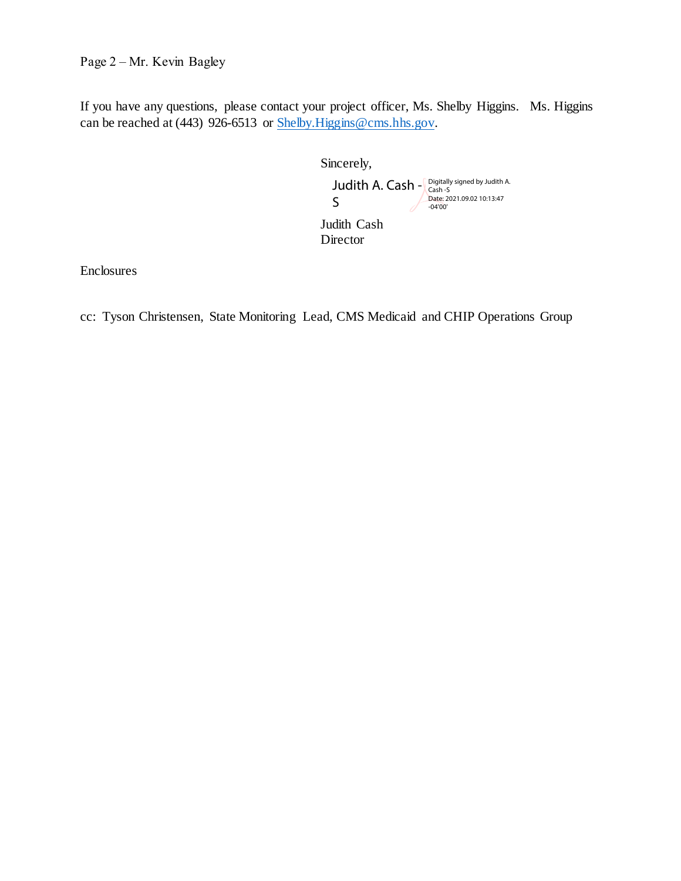Page 2 – Mr. Kevin Bagley

If you have any questions, please contact your project officer, Ms. Shelby Higgins. Ms. Higgins can be reached at (443) 926-6513 or Shelby.Higgins@cms.hhs.gov.

Sincerely,

Judith A. Cash -S
Digitally signed by Judith A. Cash -S
Date: 2021.09.02 10:13:47 -04'00'

Judith Cash
Director

Enclosures

cc: Tyson Christensen, State Monitoring Lead, CMS Medicaid and CHIP Operations Group